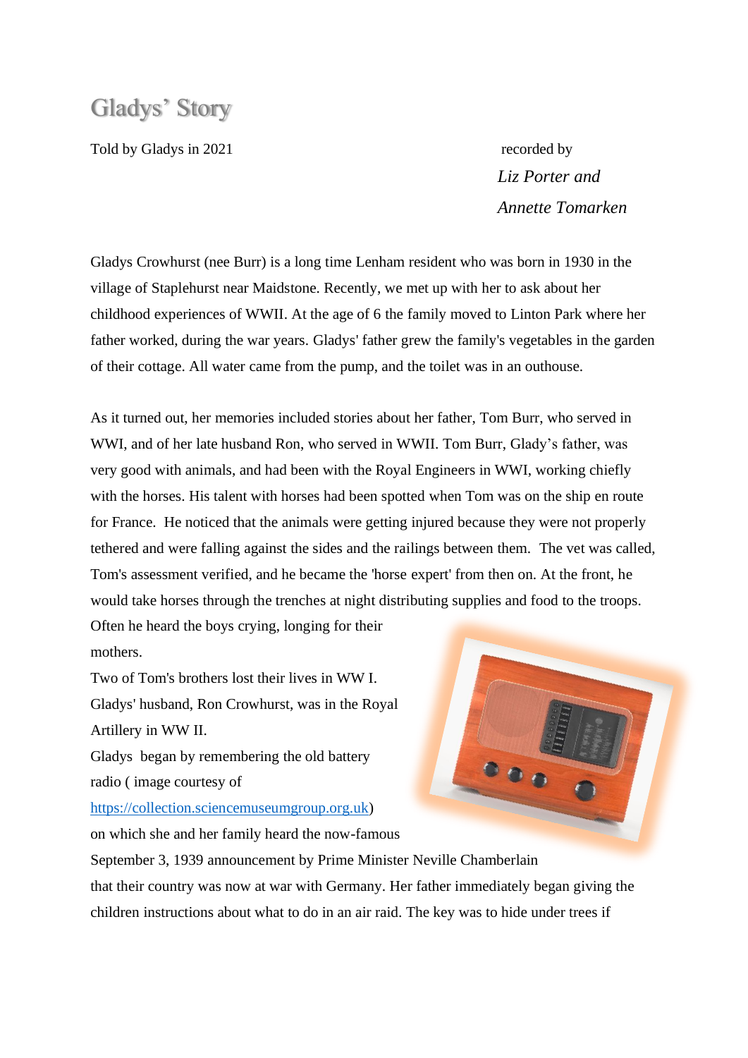# Gladys' Story

Told by Gladys in 2021

recorded by

*Liz Porter and*

*Annette Tomarken*

Gladys Crowhurst (nee Burr) is a long time Lenham resident who was born in 1930 in the village of Staplehurst near Maidstone. Recently, we met up with her to ask about her childhood experiences of WWII. At the age of 6 the family moved to Linton Park where her father worked, during the war years. Gladys' father grew the family's vegetables in the garden of their cottage. All water came from the pump, and the toilet was in an outhouse.

As it turned out, her memories included stories about her father, Tom Burr, who served in WWI, and of her late husband Ron, who served in WWII. Tom Burr, Glady's father, was very good with animals, and had been with the Royal Engineers in WWI, working chiefly with the horses. His talent with horses had been spotted when Tom was on the ship en route for France. He noticed that the animals were getting injured because they were not properly tethered and were falling against the sides and the railings between them. The vet was called, Tom's assessment verified, and he became the 'horse expert' from then on. At the front, he would take horses through the trenches at night distributing supplies and food to the troops. Often he heard the boys crying, longing for their mothers.

Two of Tom's brothers lost their lives in WW I.

Gladys' husband, Ron Crowhurst, was in the Royal Artillery in WW II.

Gladys began by remembering the old battery radio ( image courtesy of https://collection.sciencemuseumgroup.org.uk) on which she and her family heard the now-famous September 3, 1939 announcement by Prime Minister Neville Chamberlain that their country was now at war with Germany. Her father immediately began giving the children instructions about what to do in an air raid. The key was to hide under trees if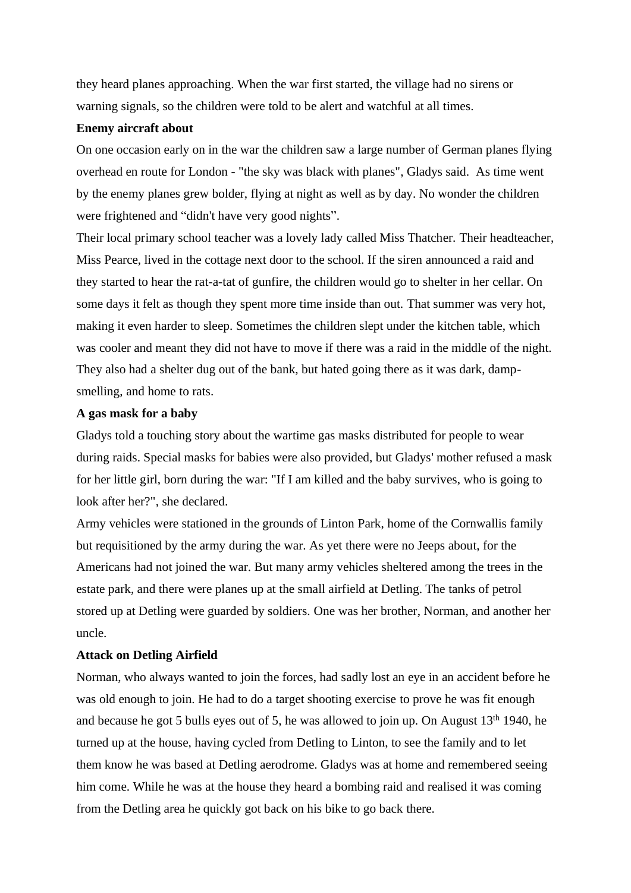they heard planes approaching. When the war first started, the village had no sirens or warning signals, so the children were told to be alert and watchful at all times.

**Enemy aircraft about**

On one occasion early on in the war the children saw a large number of German planes flying overhead en route for London - "the sky was black with planes", Gladys said. As time went by the enemy planes grew bolder, flying at night as well as by day. No wonder the children were frightened and "didn't have very good nights".

Their local primary school teacher was a lovely lady called Miss Thatcher. Their headteacher, Miss Pearce, lived in the cottage next door to the school. If the siren announced a raid and they started to hear the rat-a-tat of gunfire, the children would go to shelter in her cellar. On some days it felt as though they spent more time inside than out. That summer was very hot, making it even harder to sleep. Sometimes the children slept under the kitchen table, which was cooler and meant they did not have to move if there was a raid in the middle of the night. They also had a shelter dug out of the bank, but hated going there as it was dark, damp-smelling, and home to rats.

**A gas mask for a baby**

Gladys told a touching story about the wartime gas masks distributed for people to wear during raids. Special masks for babies were also provided, but Gladys' mother refused a mask for her little girl, born during the war: "If I am killed and the baby survives, who is going to look after her?", she declared.

Army vehicles were stationed in the grounds of Linton Park, home of the Cornwallis family but requisitioned by the army during the war. As yet there were no Jeeps about, for the Americans had not joined the war. But many army vehicles sheltered among the trees in the estate park, and there were planes up at the small airfield at Detling. The tanks of petrol stored up at Detling were guarded by soldiers. One was her brother, Norman, and another her uncle.

**Attack on Detling Airfield**

Norman, who always wanted to join the forces, had sadly lost an eye in an accident before he was old enough to join. He had to do a target shooting exercise to prove he was fit enough and because he got 5 bulls eyes out of 5, he was allowed to join up. On August 13th 1940, he turned up at the house, having cycled from Detling to Linton, to see the family and to let them know he was based at Detling aerodrome. Gladys was at home and remembered seeing him come. While he was at the house they heard a bombing raid and realised it was coming from the Detling area he quickly got back on his bike to go back there.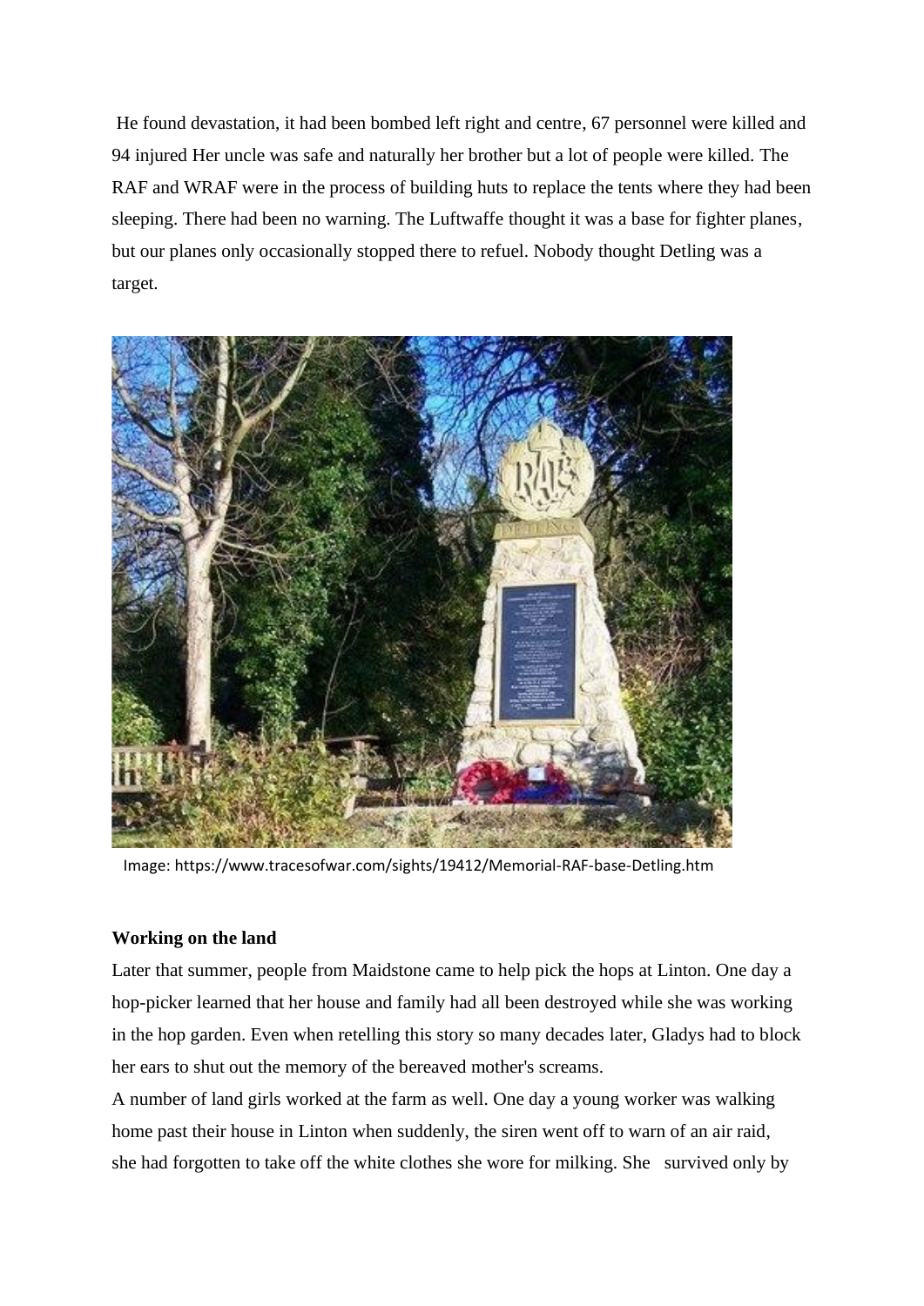He found devastation, it had been bombed left right and centre, 67 personnel were killed and 94 injured Her uncle was safe and naturally her brother but a lot of people were killed. The RAF and WRAF were in the process of building huts to replace the tents where they had been sleeping. There had been no warning. The Luftwaffe thought it was a base for fighter planes, but our planes only occasionally stopped there to refuel. Nobody thought Detling was a target.

Image: https://www.tracesofwar.com/sights/19412/Memorial-RAF-base-Detling.htm

**Working on the land**

Later that summer, people from Maidstone came to help pick the hops at Linton. One day a hop-picker learned that her house and family had all been destroyed while she was working in the hop garden. Even when retelling this story so many decades later, Gladys had to block her ears to shut out the memory of the bereaved mother's screams.

A number of land girls worked at the farm as well. One day a young worker was walking home past their house in Linton when suddenly, the siren went off to warn of an air raid, she had forgotten to take off the white clothes she wore for milking. She survived only by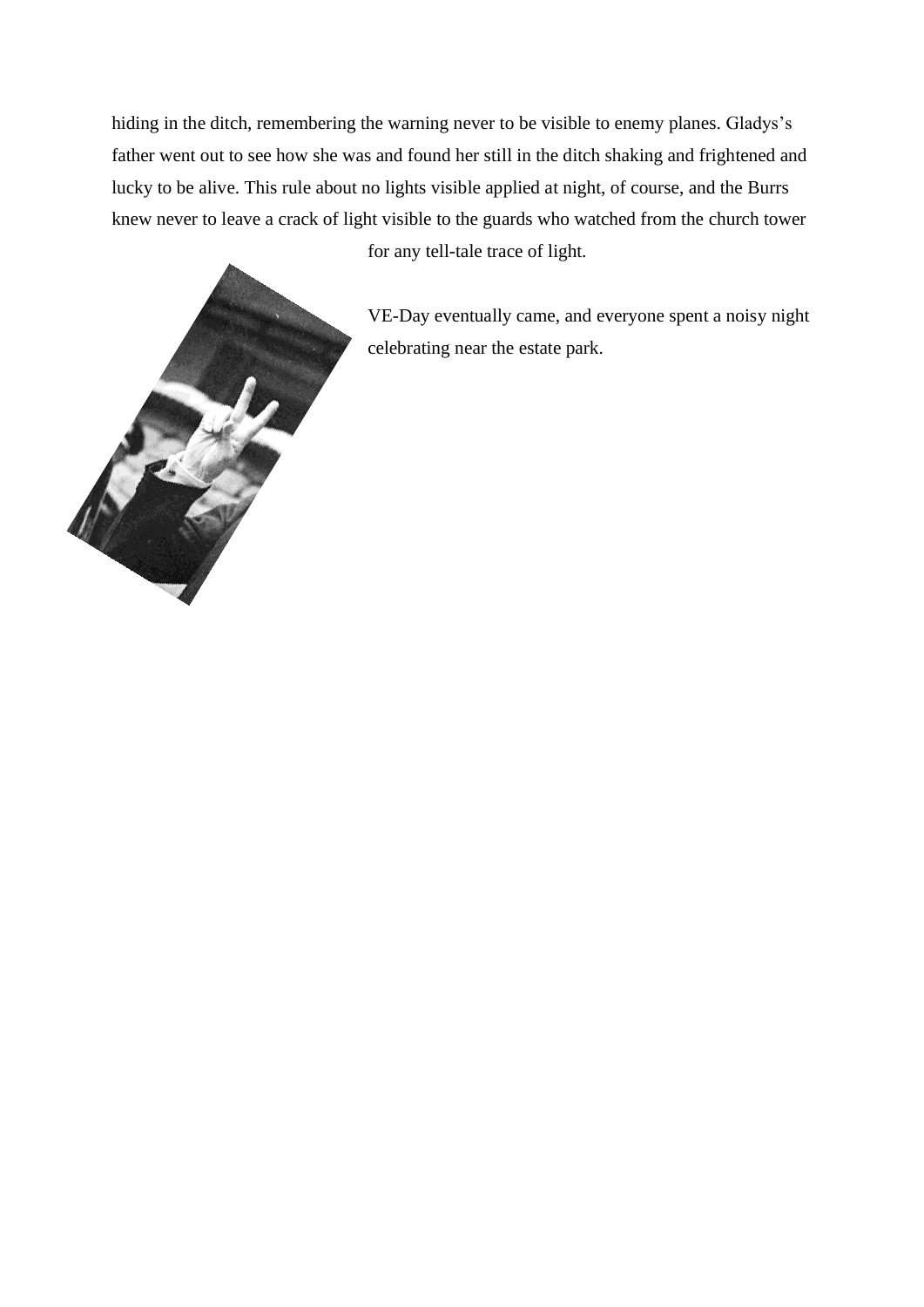hiding in the ditch, remembering the warning never to be visible to enemy planes. Gladys's father went out to see how she was and found her still in the ditch shaking and frightened and lucky to be alive. This rule about no lights visible applied at night, of course, and the Burrs knew never to leave a crack of light visible to the guards who watched from the church tower for any tell-tale trace of light.

VE-Day eventually came, and everyone spent a noisy night celebrating near the estate park.